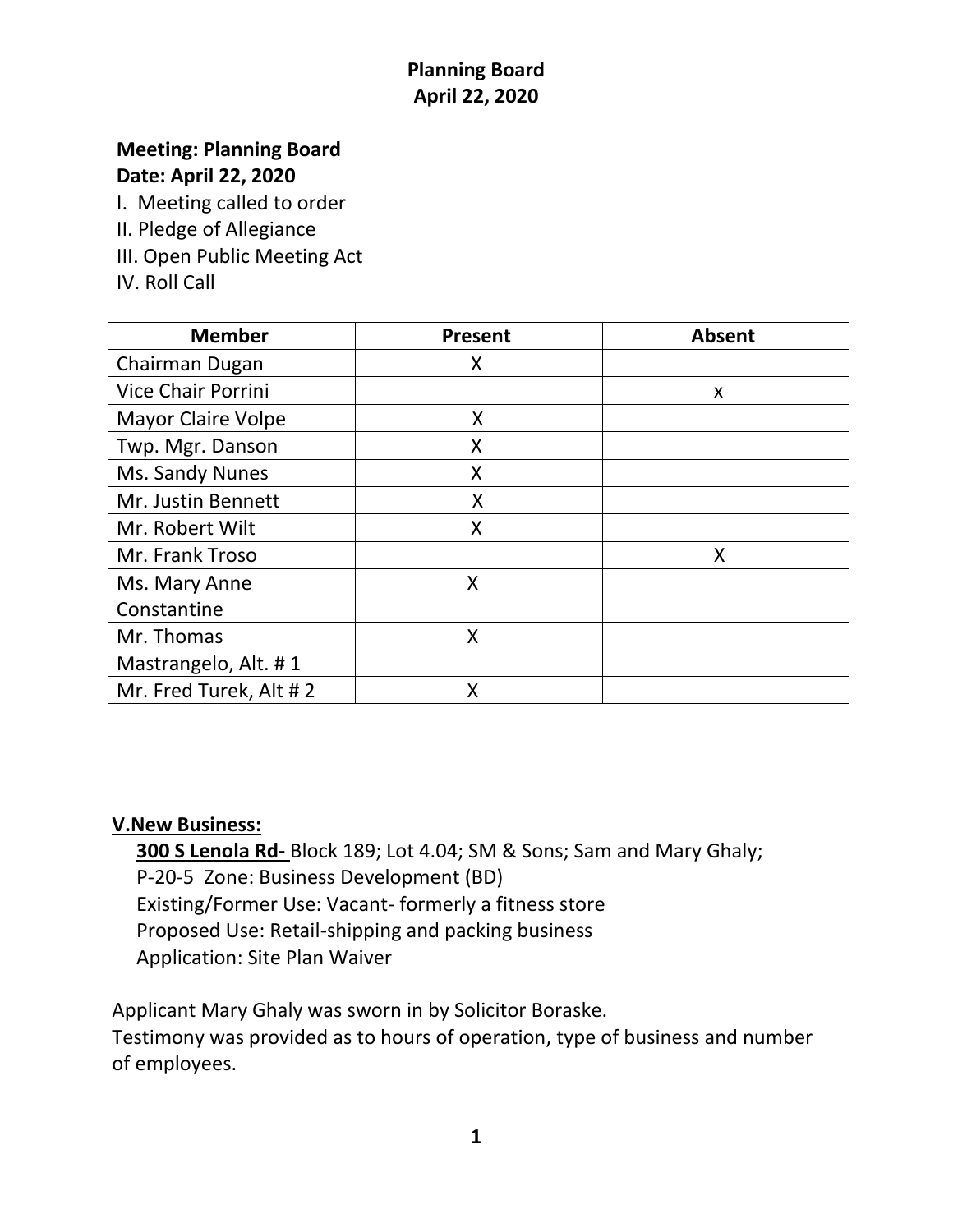# Planning Board
## April 22, 2020

**Meeting: Planning Board**
**Date: April 22, 2020**

I. Meeting called to order
II. Pledge of Allegiance
III. Open Public Meeting Act
IV. Roll Call

| Member | Present | Absent |
|---|---|---|
| Chairman Dugan | X | |
| Vice Chair Porrini | | x |
| Mayor Claire Volpe | X | |
| Twp. Mgr. Danson | X | |
| Ms. Sandy Nunes | X | |
| Mr. Justin Bennett | X | |
| Mr. Robert Wilt | X | |
| Mr. Frank Troso | | X |
| Ms. Mary Anne Constantine | X | |
| Mr. Thomas Mastrangelo, Alt. # 1 | X | |
| Mr. Fred Turek, Alt # 2 | X | |

**V.New Business:**

**300 S Lenola Rd-** Block 189; Lot 4.04; SM & Sons; Sam and Mary Ghaly;
P-20-5 Zone: Business Development (BD)
Existing/Former Use: Vacant- formerly a fitness store
Proposed Use: Retail-shipping and packing business
Application: Site Plan Waiver

Applicant Mary Ghaly was sworn in by Solicitor Boraske.
Testimony was provided as to hours of operation, type of business and number of employees.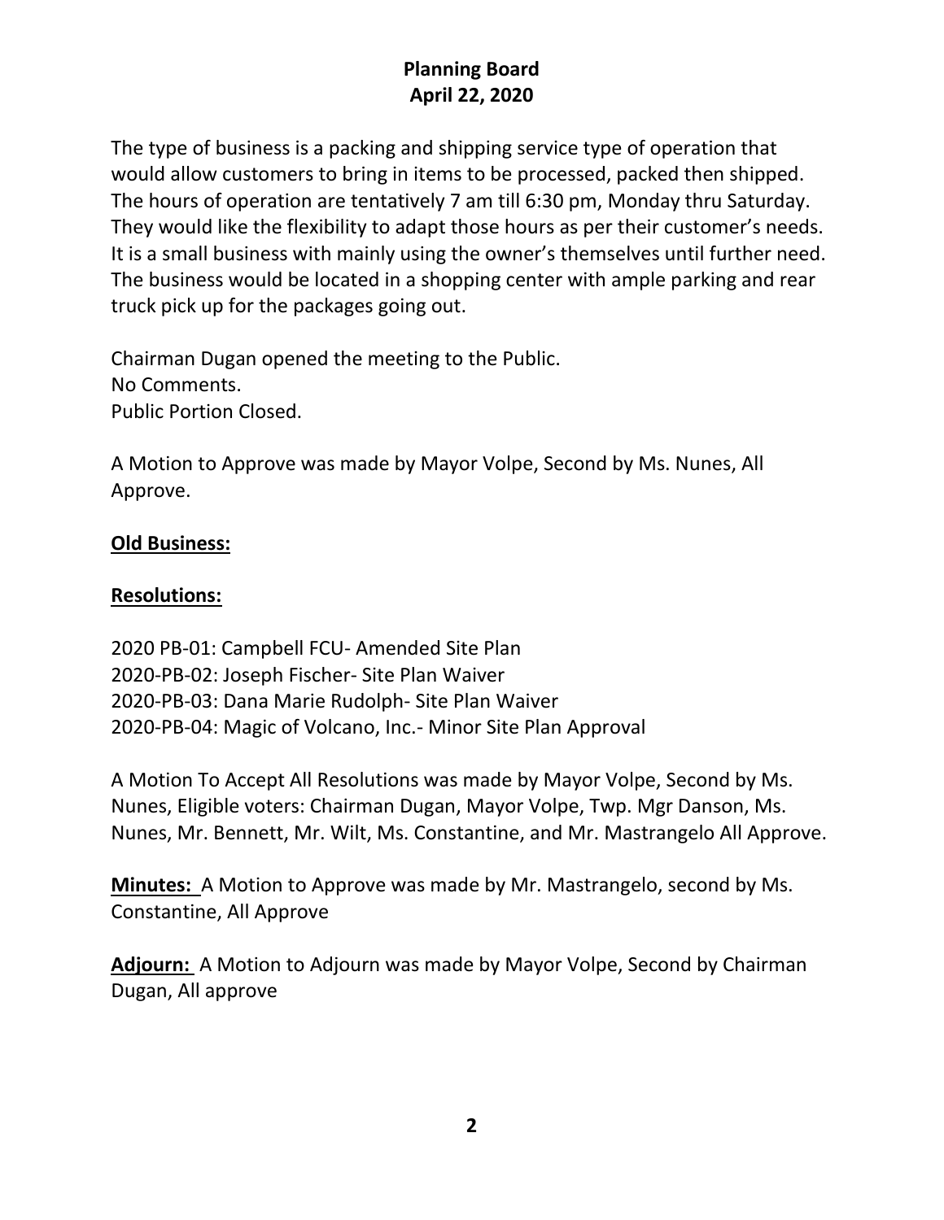The type of business is a packing and shipping service type of operation that would allow customers to bring in items to be processed, packed then shipped. The hours of operation are tentatively 7 am till 6:30 pm, Monday thru Saturday. They would like the flexibility to adapt those hours as per their customer's needs. It is a small business with mainly using the owner's themselves until further need. The business would be located in a shopping center with ample parking and rear truck pick up for the packages going out.

Chairman Dugan opened the meeting to the Public.
No Comments.
Public Portion Closed.

A Motion to Approve was made by Mayor Volpe, Second by Ms. Nunes, All Approve.

**Old Business:**

**Resolutions:**

2020 PB-01: Campbell FCU- Amended Site Plan
2020-PB-02: Joseph Fischer- Site Plan Waiver
2020-PB-03: Dana Marie Rudolph- Site Plan Waiver
2020-PB-04: Magic of Volcano, Inc.- Minor Site Plan Approval

A Motion To Accept All Resolutions was made by Mayor Volpe, Second by Ms. Nunes, Eligible voters: Chairman Dugan, Mayor Volpe, Twp. Mgr Danson, Ms. Nunes, Mr. Bennett, Mr. Wilt, Ms. Constantine, and Mr. Mastrangelo All Approve.

**Minutes:** A Motion to Approve was made by Mr. Mastrangelo, second by Ms. Constantine, All Approve

**Adjourn:** A Motion to Adjourn was made by Mayor Volpe, Second by Chairman Dugan, All approve